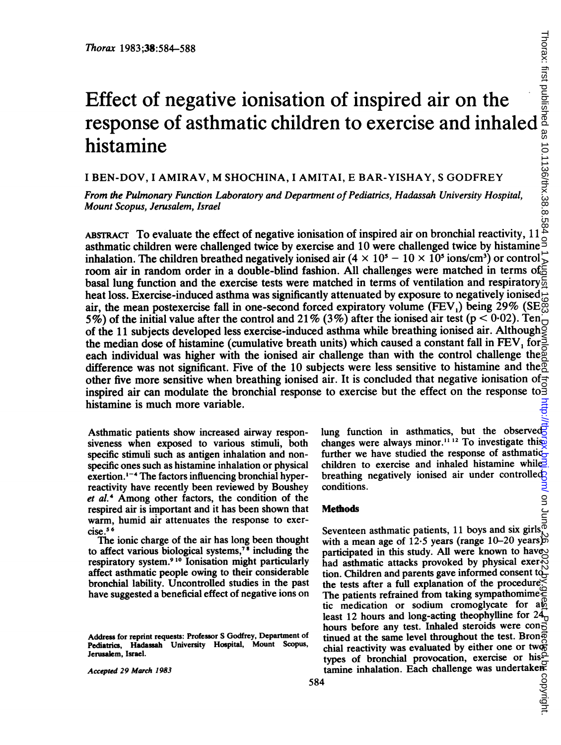# Effect of negative ionisation of inspired air on the response of asthmatic children to exercise and inhaled histamine

I BEN-DOV, I AMIRAV, M SHOCHINA, I AMITAI, E BAR-YISHAY, S GODFREY

*From the Pulmonary Function Laboratory and Department of Pediatrics, Hadassah University Hospital, Mount Scopus, Jerusalem, Israel*

ABSTRACT To evaluate the effect of negative ionisation of inspired air on bronchial reactivity, 11 asthmatic children were challenged twice by exercise and 10 were challenged twice by histamine inhalation. The children breathed negatively ionised air ($4 \times 10^5 - 10 \times 10^5$ ions/cm$^3$) or control room air in random order in a double-blind fashion. All challenges were matched in terms of basal lung function and the exercise tests were matched in terms of ventilation and respiratory heat loss. Exercise-induced asthma was significantly attenuated by exposure to negatively ionised air, the mean postexercise fall in one-second forced expiratory volume ($FEV_1$) being 29% (SE 5%) of the initial value after the control and 21% (3%) after the ionised air test ($p < 0.02$). Ten of the 11 subjects developed less exercise-induced asthma while breathing ionised air. Although the median dose of histamine (cumulative breath units) which caused a constant fall in $FEV_1$ for each individual was higher with the ionised air challenge than with the control challenge the difference was not significant. Five of the 10 subjects were less sensitive to histamine and the other five more sensitive when breathing ionised air. It is concluded that negative ionisation of inspired air can modulate the bronchial response to exercise but the effect on the response to histamine is much more variable.

Asthmatic patients show increased airway responsiveness when exposed to various stimuli, both specific stimuli such as antigen inhalation and nonspecific ones such as histamine inhalation or physical exertion.[1-4] The factors influencing bronchial hyperreactivity have recently been reviewed by Boushey *et al.*[4] Among other factors, the condition of the respired air is important and it has been shown that warm, humid air attenuates the response to exercise.[5 6]

The ionic charge of the air has long been thought to affect various biological systems,[7 8] including the respiratory system.[9 10] Ionisation might particularly affect asthmatic people owing to their considerable bronchial lability. Uncontrolled studies in the past have suggested a beneficial effect of negative ions on lung function in asthmatics, but the observed changes were always minor.[11 12] To investigate this further we have studied the response of asthmatic children to exercise and inhaled histamine while breathing negatively ionised air under controlled conditions.

## Methods

Seventeen asthmatic patients, 11 boys and six girls, with a mean age of 12·5 years (range 10–20 years) participated in this study. All were known to have had asthmatic attacks provoked by physical exertion. Children and parents gave informed consent to the tests after a full explanation of the procedure. The patients refrained from taking sympathomimetic medication or sodium cromoglycate for at least 12 hours and long-acting theophylline for 24 hours before any test. Inhaled steroids were continued at the same level throughout the test. Bronchial reactivity was evaluated by either one or two types of bronchial provocation, exercise or histamine inhalation. Each challenge was undertaken

Address for reprint requests: Professor S Godfrey, Department of Pediatrics, Hadassah University Hospital, Mount Scopus, Jerusalem, Israel.

*Accepted 29 March 1983*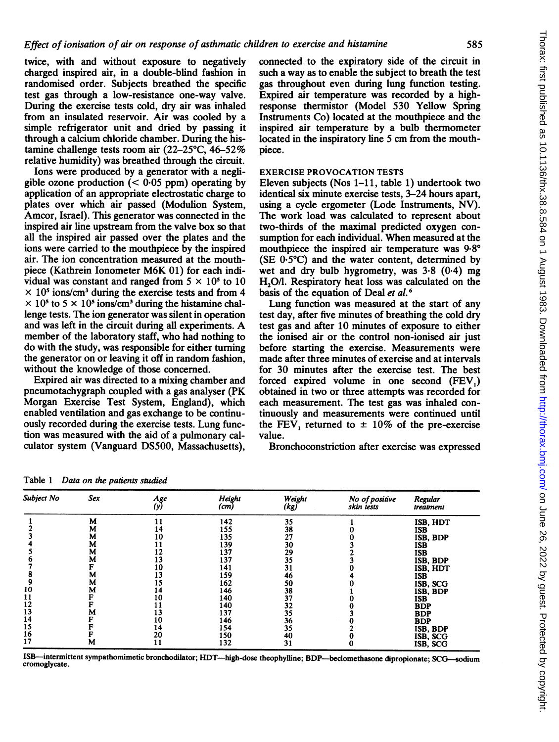twice, with and without exposure to negatively charged inspired air, in a double-blind fashion in randomised order. Subjects breathed the specific test gas through a low-resistance one-way valve. During the exercise tests cold, dry air was inhaled from an insulated reservoir. Air was cooled by a simple refrigerator unit and dried by passing it through a calcium chloride chamber. During the histamine challenge tests room air (22–25°C, 46–52% relative humidity) was breathed through the circuit.

Ions were produced by a generator with a negligible ozone production (< 0·05 ppm) operating by application of an appropriate electrostatic charge to plates over which air passed (Modulion System, Amcor, Israel). This generator was connected in the inspired air line upstream from the valve box so that all the inspired air passed over the plates and the ions were carried to the mouthpiece by the inspired air. The ion concentration measured at the mouthpiece (Kathrein Ionometer M6K 01) for each individual was constant and ranged from $5 \times 10^5$ to $10 \times 10^5$ ions/cm³ during the exercise tests and from $4 \times 10^5$ to $5 \times 10^5$ ions/cm³ during the histamine challenge tests. The ion generator was silent in operation and was left in the circuit during all experiments. A member of the laboratory staff, who had nothing to do with the study, was responsible for either turning the generator on or leaving it off in random fashion, without the knowledge of those concerned.

Expired air was directed to a mixing chamber and pneumotachygraph coupled with a gas analyser (PK Morgan Exercise Test System, England), which enabled ventilation and gas exchange to be continuously recorded during the exercise tests. Lung function was measured with the aid of a pulmonary calculator system (Vanguard DS500, Massachusetts), connected to the expiratory side of the circuit in such a way as to enable the subject to breath the test gas throughout even during lung function testing. Expired air temperature was recorded by a high-response thermistor (Model 530 Yellow Spring Instruments Co) located at the mouthpiece and the inspired air temperature by a bulb thermometer located in the inspiratory line 5 cm from the mouthpiece.

## EXERCISE PROVOCATION TESTS

Eleven subjects (Nos 1–11, table 1) undertook two identical six minute exercise tests, 3–24 hours apart, using a cycle ergometer (Lode Instruments, NV). The work load was calculated to represent about two-thirds of the maximal predicted oxygen consumption for each individual. When measured at the mouthpiece the inspired air temperature was 9·8° (SE 0·5°C) and the water content, determined by wet and dry bulb hygrometry, was 3·8 (0·4) mg $H_2O$/l. Respiratory heat loss was calculated on the basis of the equation of Deal *et al.*[6]

Lung function was measured at the start of any test day, after five minutes of breathing the cold dry test gas and after 10 minutes of exposure to either the ionised air or the control non-ionised air just before starting the exercise. Measurements were made after three minutes of exercise and at intervals for 30 minutes after the exercise test. The best forced expired volume in one second ($FEV_1$) obtained in two or three attempts was recorded for each measurement. The test gas was inhaled continuously and measurements were continued until the $FEV_1$ returned to ± 10% of the pre-exercise value.

Bronchoconstriction after exercise was expressed

Table 1 *Data on the patients studied*

| Subject No | Sex | Age (y) | Height (cm) | Weight (kg) | No of positive skin tests | Regular treatment |
|---|---|---|---|---|---|---|
| 1 | M | 11 | 142 | 35 | 1 | ISB, HDT |
| 2 | M | 14 | 155 | 38 | 0 | ISB |
| 3 | M | 10 | 135 | 27 | 0 | ISB, BDP |
| 4 | M | 11 | 139 | 30 | 3 | ISB |
| 5 | M | 12 | 137 | 29 | 2 | ISB |
| 6 | M | 13 | 137 | 35 | 3 | ISB, BDP |
| 7 | F | 10 | 141 | 31 | 0 | ISB, HDT |
| 8 | M | 13 | 159 | 46 | 4 | ISB |
| 9 | M | 15 | 162 | 50 | 0 | ISB, SCG |
| 10 | M | 14 | 146 | 38 | 1 | ISB, BDP |
| 11 | F | 10 | 140 | 37 | 0 | ISB |
| 12 | F | 11 | 140 | 32 | 0 | BDP |
| 13 | M | 13 | 137 | 35 | 3 | BDP |
| 14 | F | 10 | 146 | 36 | 0 | BDP |
| 15 | F | 14 | 154 | 35 | 2 | ISB, BDP |
| 16 | F | 20 | 150 | 40 | 0 | ISB, SCG |
| 17 | M | 11 | 132 | 31 | 0 | ISB, SCG |

ISB—intermittent sympathomimetic bronchodilator; HDT—high-dose theophylline; BDP—beclomethasone dipropionate; SCG—sodium cromoglycate.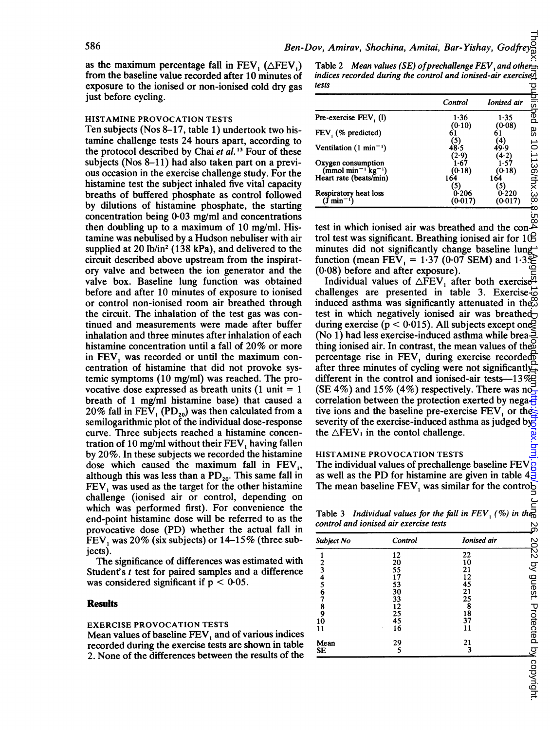as the maximum percentage fall in $FEV_1$ ($\triangle FEV_1$) from the baseline value recorded after 10 minutes of exposure to the ionised or non-ionised cold dry gas just before cycling.

### HISTAMINE PROVOCATION TESTS

Ten subjects (Nos 8–11, table 1) undertook two histamine challenge tests 24 hours apart, according to the protocol described by Chai *et al.*[13] Four of these subjects (Nos 8–11) had also taken part on a previous occasion in the exercise challenge study. For the histamine test the subject inhaled five vital capacity breaths of buffered phosphate as control followed by dilutions of histamine phosphate, the starting concentration being 0·03 mg/ml and concentrations then doubling up to a maximum of 10 mg/ml. Histamine was nebulised by a Hudson nebuliser with air supplied at 20 lb/in² (138 kPa), and delivered to the circuit described above upstream from the inspiratory valve and between the ion generator and the valve box. Baseline lung function was obtained before and after 10 minutes of exposure to ionised or control non-ionised room air breathed through the circuit. The inhalation of the test gas was continued and measurements were made after buffer inhalation and three minutes after inhalation of each histamine concentration until a fall of 20% or more in $FEV_1$ was recorded or until the maximum concentration of histamine that did not provoke systemic symptoms (10 mg/ml) was reached. The provocative dose expressed as breath units (1 unit = 1 breath of 1 mg/ml histamine base) that caused a 20% fall in $FEV_1$ ($PD_{20}$) was then calculated from a semilogarithmic plot of the individual dose-response curve. Three subjects reached a histamine concentration of 10 mg/ml without their $FEV_1$ having fallen by 20%. In these subjects we recorded the histamine dose which caused the maximum fall in $FEV_1$, although this was less than a $PD_{20}$. This same fall in $FEV_1$ was used as the target for the other histamine challenge (ionised air or control, depending on which was performed first). For convenience the end-point histamine dose will be referred to as the provocative dose (PD) whether the actual fall in $FEV_1$ was 20% (six subjects) or 14–15% (three subjects).

The significance of differences was estimated with Student's *t* test for paired samples and a difference was considered significant if $p < 0.05$.

## Results

### EXERCISE PROVOCATION TESTS

Mean values of baseline $FEV_1$ and of various indices recorded during the exercise tests are shown in table 2. None of the differences between the results of the test in which ionised air was breathed and the control test was significant. Breathing ionised air for 10 minutes did not significantly change baseline lung function (mean $FEV_1$ = 1·37 (0·07 SEM) and 1·35 (0·08) before and after exposure).

*Table 2 Mean values (SE) of prechallenge $FEV_1$ and other indices recorded during the control and ionised-air exercise tests*

| | *Control* | *Ionised air* |
|---|---|---|
| Pre-exercise $FEV_1$ (l) | 1·36 (0·10) | 1·35 (0·08) |
| $FEV_1$ (% predicted) | 61 (5) | 61 (4) |
| Ventilation (l $min^{-1}$) | 48·5 (2·9) | 49·9 (4·2) |
| Oxygen consumption (mmol $min^{-1}$ $kg^{-1}$) | 1·67 (0·18) | 1·57 (0·18) |
| Heart rate (beats/min) | 164 (5) | 164 (5) |
| Respiratory heat loss (J $min^{-1}$) | 0·206 (0·017) | 0·220 (0·017) |

Individual values of $\triangle FEV_1$ after both exercise challenges are presented in table 3. Exercise-induced asthma was significantly attenuated in the test in which negatively ionised air was breathed during exercise ($p < 0.015$). All subjects except one (No 1) had less exercise-induced asthma while breathing ionised air. In contrast, the mean values of the percentage rise in $FEV_1$ during exercise recorded after three minutes of cycling were not significantly different in the control and ionised-air tests—13% (SE 4%) and 15% (4%) respectively. There was no correlation between the protection exerted by negative ions and the baseline pre-exercise $FEV_1$ or the severity of the exercise-induced asthma as judged by the $\triangle FEV_1$ in the contol challenge.

### HISTAMINE PROVOCATION TESTS

The individual values of prechallenge baseline $FEV_1$ as well as the PD for histamine are given in table 4. The mean baseline $FEV_1$ was similar for the control

*Table 3 Individual values for the fall in $FEV_1$ (%) in the control and ionised air exercise tests*

| *Subject No* | *Control* | *Ionised air* |
|---|---|---|
| 1 | 12 | 22 |
| 2 | 20 | 10 |
| 3 | 55 | 21 |
| 4 | 17 | 12 |
| 5 | 53 | 45 |
| 6 | 30 | 21 |
| 7 | 33 | 25 |
| 8 | 12 | 8 |
| 9 | 25 | 18 |
| 10 | 45 | 37 |
| 11 | 16 | 11 |
| Mean | 29 | 21 |
| SE | 5 | 3 |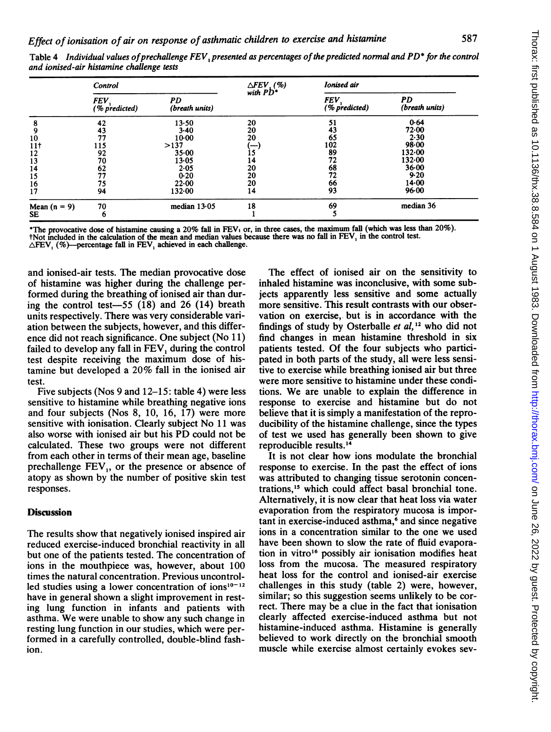Table 4 *Individual values of prechallenge $FEV_1$ presented as percentages of the predicted normal and PD\* for the control and ionised-air histamine challenge tests*

| | Control | | $\Delta FEV_1$ (%) with PD* | Ionised air | |
|---|---|---|---|---|---|
| | $FEV_1$ (% predicted) | PD (breath units) | | $FEV_1$ (% predicted) | PD (breath units) |
| 8 | 42 | 13·50 | 20 | 51 | 0·64 |
| 9 | 43 | 3·40 | 20 | 43 | 72·00 |
| 10 | 77 | 10·00 | 20 | 65 | 2·30 |
| 11† | 115 | >137 | (—) | 102 | 98·00 |
| 12 | 92 | 35·00 | 15 | 89 | 132·00 |
| 13 | 70 | 13·05 | 14 | 72 | 132·00 |
| 14 | 62 | 2·05 | 20 | 68 | 36·00 |
| 15 | 77 | 0·20 | 20 | 72 | 9·20 |
| 16 | 75 | 22·00 | 20 | 66 | 14·00 |
| 17 | 94 | 132·00 | 14 | 93 | 96·00 |
| Mean (n = 9) | 70 | median 13·05 | 18 | 69 | median 36 |
| SE | 6 | | 1 | 5 | |

\*The provocative dose of histamine causing a 20% fall in $FEV_1$ or, in three cases, the maximum fall (which was less than 20%).
†Not included in the calculation of the mean and median values because there was no fall in $FEV_1$ in the control test.
$\Delta FEV_1$ (%)—percentage fall in $FEV_1$ achieved in each challenge.

and ionised-air tests. The median provocative dose of histamine was higher during the challenge performed during the breathing of ionised air than during the control test—55 (18) and 26 (14) breath units respectively. There was very considerable variation between the subjects, however, and this difference did not reach significance. One subject (No 11) failed to develop any fall in $FEV_1$ during the control test despite receiving the maximum dose of histamine but developed a 20% fall in the ionised air test.

Five subjects (Nos 9 and 12–15: table 4) were less sensitive to histamine while breathing negative ions and four subjects (Nos 8, 10, 16, 17) were more sensitive with ionisation. Clearly subject No 11 was also worse with ionised air but his PD could not be calculated. These two groups were not different from each other in terms of their mean age, baseline prechallenge $FEV_1$, or the presence or absence of atopy as shown by the number of positive skin test responses.

## Discussion

The results show that negatively ionised inspired air reduced exercise-induced bronchial reactivity in all but one of the patients tested. The concentration of ions in the mouthpiece was, however, about 100 times the natural concentration. Previous uncontrolled studies using a lower concentration of ions[10–12] have in general shown a slight improvement in resting lung function in infants and patients with asthma. We were unable to show any such change in resting lung function in our studies, which were performed in a carefully controlled, double-blind fashion.

The effect of ionised air on the sensitivity to inhaled histamine was inconclusive, with some subjects apparently less sensitive and some actually more sensitive. This result contrasts with our observation on exercise, but is in accordance with the findings of study by Osterballe *et al*,[12] who did not find changes in mean histamine threshold in six patients tested. Of the four subjects who participated in both parts of the study, all were less sensitive to exercise while breathing ionised air but three were more sensitive to histamine under these conditions. We are unable to explain the difference in response to exercise and histamine but do not believe that it is simply a manifestation of the reproducibility of the histamine challenge, since the types of test we used has generally been shown to give reproducible results.[14]

It is not clear how ions modulate the bronchial response to exercise. In the past the effect of ions was attributed to changing tissue serotonin concentrations,[15] which could affect basal bronchial tone. Alternatively, it is now clear that heat loss via water evaporation from the respiratory mucosa is important in exercise-induced asthma,[6] and since negative ions in a concentration similar to the one we used have been shown to slow the rate of fluid evaporation in vitro[16] possibly air ionisation modifies heat loss from the mucosa. The measured respiratory heat loss for the control and ionised-air exercise challenges in this study (table 2) were, however, similar; so this suggestion seems unlikely to be correct. There may be a clue in the fact that ionisation clearly affected exercise-induced asthma but not histamine-induced asthma. Histamine is generally believed to work directly on the bronchial smooth muscle while exercise almost certainly evokes sev-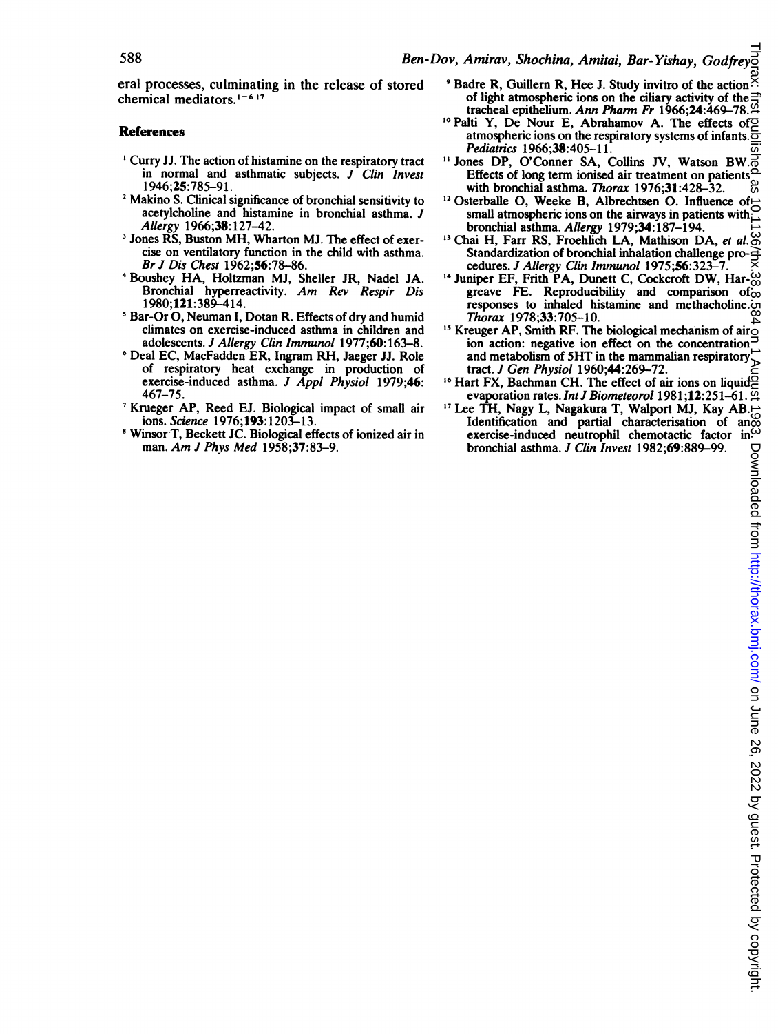eral processes, culminating in the release of stored chemical mediators.[1-6 17]

## References

1. Curry JJ. The action of histamine on the respiratory tract in normal and asthmatic subjects. *J Clin Invest* 1946;**25**:785–91.
2. Makino S. Clinical significance of bronchial sensitivity to acetylcholine and histamine in bronchial asthma. *J Allergy* 1966;**38**:127–42.
3. Jones RS, Buston MH, Wharton MJ. The effect of exercise on ventilatory function in the child with asthma. *Br J Dis Chest* 1962;**56**:78–86.
4. Boushey HA, Holtzman MJ, Sheller JR, Nadel JA. Bronchial hyperreactivity. *Am Rev Respir Dis* 1980;**121**:389–414.
5. Bar-Or O, Neuman I, Dotan R. Effects of dry and humid climates on exercise-induced asthma in children and adolescents. *J Allergy Clin Immunol* 1977;**60**:163–8.
6. Deal EC, MacFadden ER, Ingram RH, Jaeger JJ. Role of respiratory heat exchange in production of exercise-induced asthma. *J Appl Physiol* 1979;**46**:467–75.
7. Krueger AP, Reed EJ. Biological impact of small air ions. *Science* 1976;**193**:1203–13.
8. Winsor T, Beckett JC. Biological effects of ionized air in man. *Am J Phys Med* 1958;**37**:83–9.
9. Badre R, Guillern R, Hee J. Study invitro of the action of light atmospheric ions on the ciliary activity of the tracheal epithelium. *Ann Pharm Fr* 1966;**24**:469–78.
10. Palti Y, De Nour E, Abrahamov A. The effects of atmospheric ions on the respiratory systems of infants. *Pediatrics* 1966;**38**:405–11.
11. Jones DP, O'Conner SA, Collins JV, Watson BW. Effects of long term ionised air treatment on patients with bronchial asthma. *Thorax* 1976;**31**:428–32.
12. Osterballe O, Weeke B, Albrechtsen O. Influence of small atmospheric ions on the airways in patients with bronchial asthma. *Allergy* 1979;**34**:187–194.
13. Chai H, Farr RS, Froehlich LA, Mathison DA, *et al*. Standardization of bronchial inhalation challenge procedures. *J Allergy Clin Immunol* 1975;**56**:323–7.
14. Juniper EF, Frith PA, Dunett C, Cockcroft DW, Hargreave FE. Reproducibility and comparison of responses to inhaled histamine and methacholine. *Thorax* 1978;**33**:705–10.
15. Kreuger AP, Smith RF. The biological mechanism of air ion action: negative ion effect on the concentration and metabolism of 5HT in the mammalian respiratory tract. *J Gen Physiol* 1960;**44**:269–72.
16. Hart FX, Bachman CH. The effect of air ions on liquid evaporation rates. *Int J Biometeorol* 1981;**12**:251–61.
17. Lee TH, Nagy L, Nagakura T, Walport MJ, Kay AB. Identification and partial characterisation of an exercise-induced neutrophil chemotactic factor in bronchial asthma. *J Clin Invest* 1982;**69**:889–99.